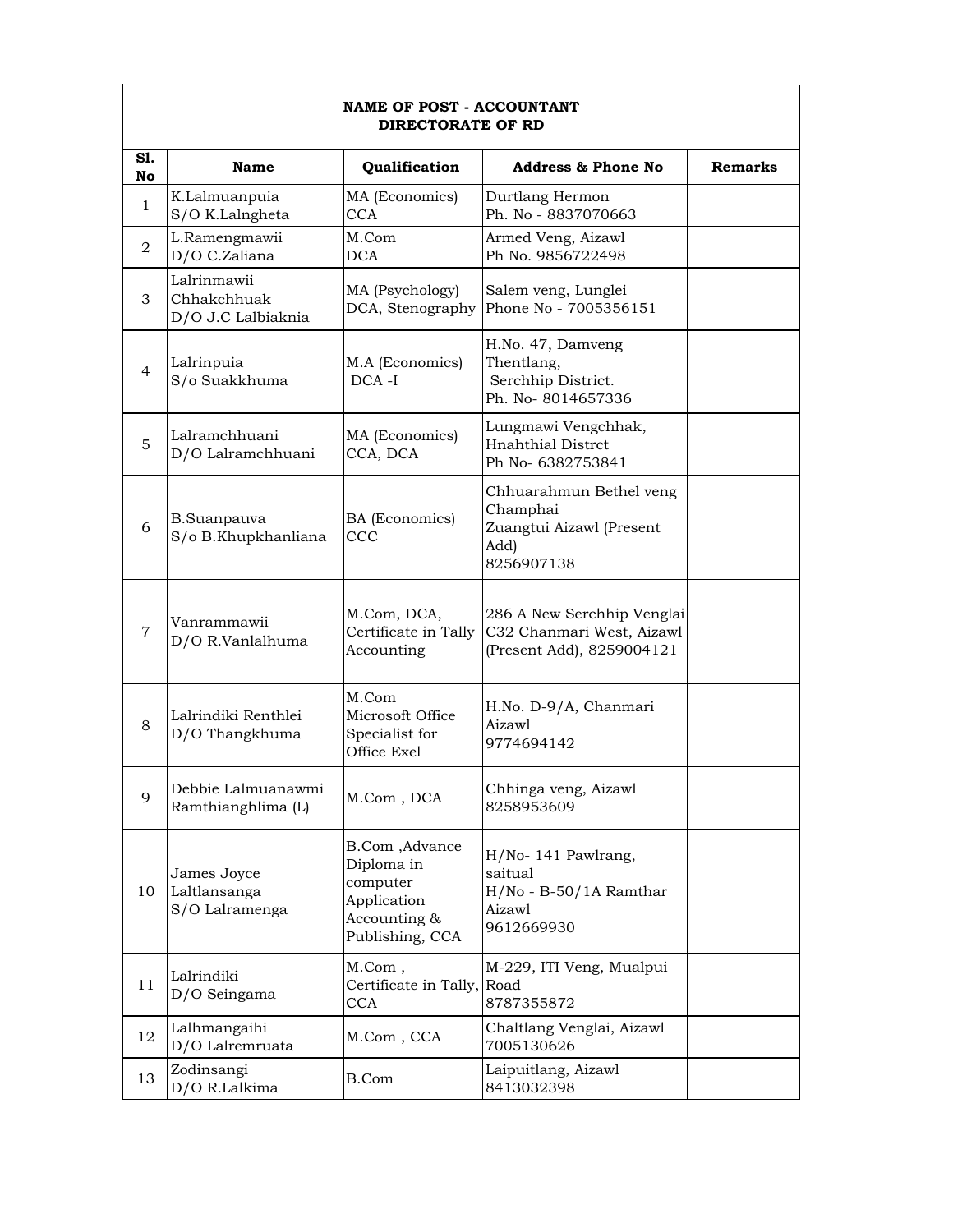**NAME OF POST - ACCOUNTANT**
**DIRECTORATE OF RD**

| Sl. No | Name | Qualification | Address & Phone No | Remarks |
|---|---|---|---|---|
| 1 | K.Lalmuanpuia S/O K.Lalngheta | MA (Economics) CCA | Durtlang Hermon Ph. No - 8837070663 | |
| 2 | L.Ramengmawii D/O C.Zaliana | M.Com DCA | Armed Veng, Aizawl Ph No. 9856722498 | |
| 3 | Lalrinmawii Chhakchhuak D/O J.C Lalbiaknia | MA (Psychology) DCA, Stenography | Salem veng, Lunglei Phone No - 7005356151 | |
| 4 | Lalrinpuia S/o Suakkhuma | M.A (Economics) DCA -I | H.No. 47, Damveng Thentlang, Serchhip District. Ph. No- 8014657336 | |
| 5 | Lalramchhuani D/O Lalramchhuani | MA (Economics) CCA, DCA | Lungmawi Vengchhak, Hnahthial Distrct Ph No- 6382753841 | |
| 6 | B.Suanpauva S/o B.Khupkhanliana | BA (Economics) CCC | Chhuarahmun Bethel veng Champhai Zuangtui Aizawl (Present Add) 8256907138 | |
| 7 | Vanrammawii D/O R.Vanlalhuma | M.Com, DCA, Certificate in Tally Accounting | 286 A New Serchhip Venglai C32 Chanmari West, Aizawl (Present Add), 8259004121 | |
| 8 | Lalrindiki Renthlei D/O Thangkhuma | M.Com Microsoft Office Specialist for Office Exel | H.No. D-9/A, Chanmari Aizawl 9774694142 | |
| 9 | Debbie Lalmuanawmi Ramthianghlima (L) | M.Com , DCA | Chhinga veng, Aizawl 8258953609 | |
| 10 | James Joyce Laltlansanga S/O Lalramenga | B.Com ,Advance Diploma in computer Application Accounting & Publishing, CCA | H/No- 141 Pawlrang, saitual H/No - B-50/1A Ramthar Aizawl 9612669930 | |
| 11 | Lalrindiki D/O Seingama | M.Com , Certificate in Tally, CCA | M-229, ITI Veng, Mualpui Road 8787355872 | |
| 12 | Lalhmangaihi D/O Lalremruata | M.Com , CCA | Chaltlang Venglai, Aizawl 7005130626 | |
| 13 | Zodinsangi D/O R.Lalkima | B.Com | Laipuitlang, Aizawl 8413032398 | |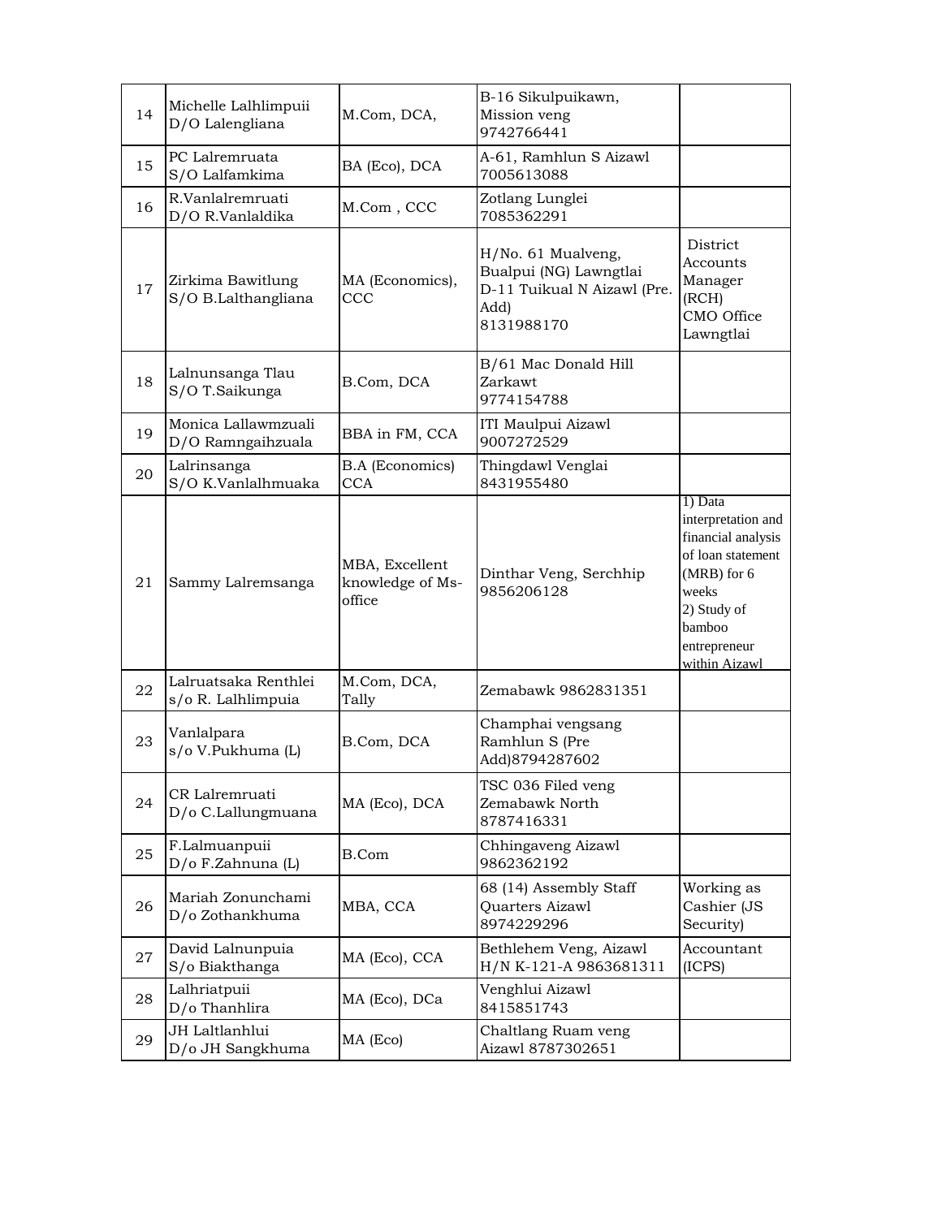| | | | | |
|---|---|---|---|---|
| 14 | Michelle Lalhlimpuii D/O Lalengliana | M.Com, DCA, | B-16 Sikulpuikawn, Mission veng 9742766441 | |
| 15 | PC Lalremruata S/O Lalfamkima | BA (Eco), DCA | A-61, Ramhlun S Aizawl 7005613088 | |
| 16 | R.Vanlalremruati D/O R.Vanlaldika | M.Com , CCC | Zotlang Lunglei 7085362291 | |
| 17 | Zirkima Bawitlung S/O B.Lalthangliana | MA (Economics), CCC | H/No. 61 Mualveng, Bualpui (NG) Lawngtlai D-11 Tuikual N Aizawl (Pre. Add) 8131988170 | District Accounts Manager (RCH) CMO Office Lawngtlai |
| 18 | Lalnunsanga Tlau S/O T.Saikunga | B.Com, DCA | B/61 Mac Donald Hill Zarkawt 9774154788 | |
| 19 | Monica Lallawmzuali D/O Ramngaihzuala | BBA in FM, CCA | ITI Maulpui Aizawl 9007272529 | |
| 20 | Lalrinsanga S/O K.Vanlalhmuaka | B.A (Economics) CCA | Thingdawl Venglai 8431955480 | |
| 21 | Sammy Lalremsanga | MBA, Excellent knowledge of Ms-office | Dinthar Veng, Serchhip 9856206128 | 1) Data interpretation and financial analysis of loan statement (MRB) for 6 weeks 2) Study of bamboo entrepreneur within Aizawl |
| 22 | Lalruatsaka Renthlei s/o R. Lalhlimpuia | M.Com, DCA, Tally | Zemabawk 9862831351 | |
| 23 | Vanlalpara s/o V.Pukhuma (L) | B.Com, DCA | Champhai vengsang Ramhlun S (Pre Add)8794287602 | |
| 24 | CR Lalremruati D/o C.Lallungmuana | MA (Eco), DCA | TSC 036 Filed veng Zemabawk North 8787416331 | |
| 25 | F.Lalmuanpuii D/o F.Zahnuna (L) | B.Com | Chhingaveng Aizawl 9862362192 | |
| 26 | Mariah Zonunchami D/o Zothankhuma | MBA, CCA | 68 (14) Assembly Staff Quarters Aizawl 8974229296 | Working as Cashier (JS Security) |
| 27 | David Lalnunpuia S/o Biakthanga | MA (Eco), CCA | Bethlehem Veng, Aizawl H/N K-121-A 9863681311 | Accountant (ICPS) |
| 28 | Lalhriatpuii D/o Thanhlira | MA (Eco), DCa | Venghlui Aizawl 8415851743 | |
| 29 | JH Laltlanhlui D/o JH Sangkhuma | MA (Eco) | Chaltlang Ruam veng Aizawl 8787302651 | |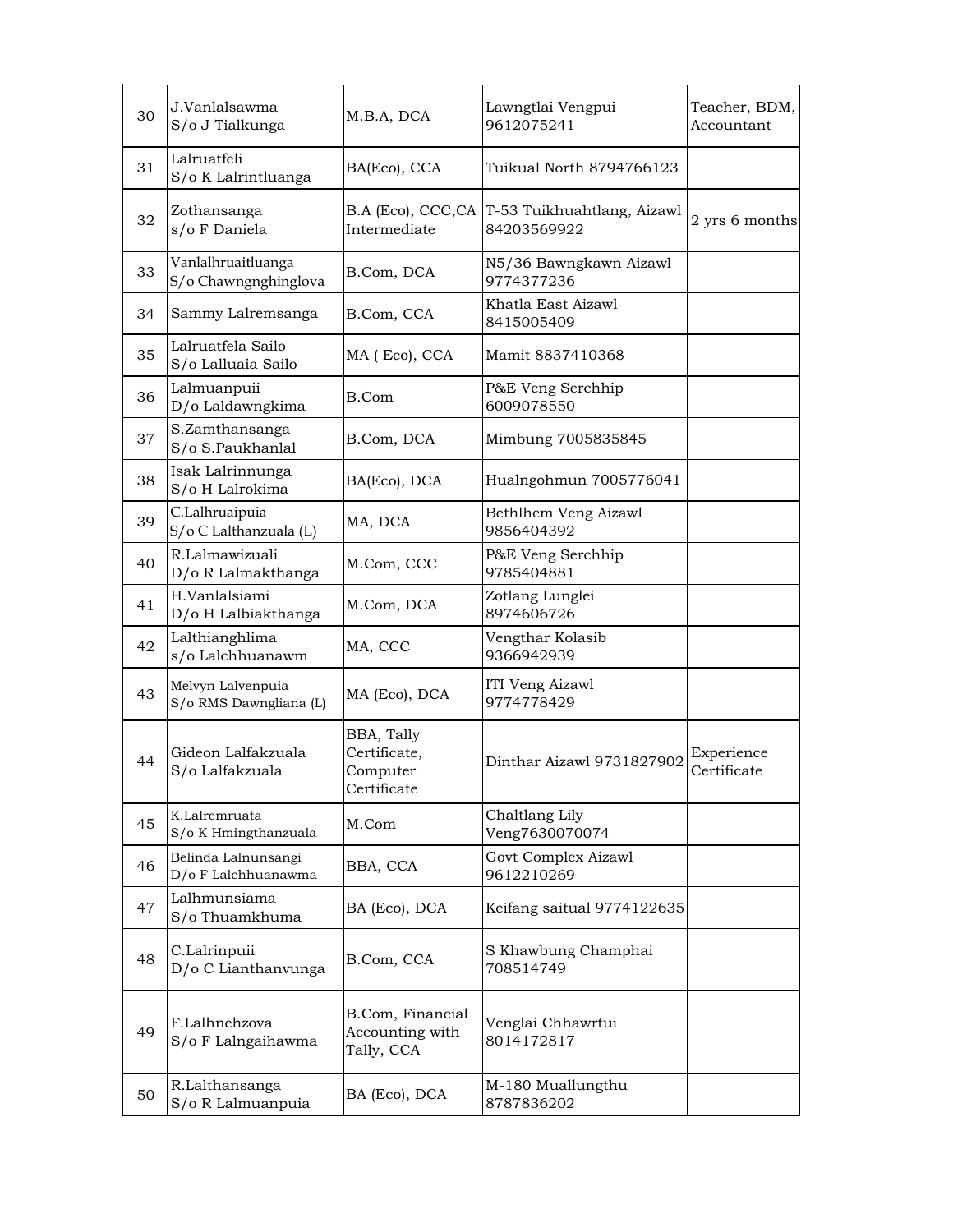| 30 | J.Vanlalsawma S/o J Tialkunga | M.B.A, DCA | Lawngtlai Vengpui 9612075241 | Teacher, BDM, Accountant |
|---|---|---|---|---|
| 31 | Lalruatfeli S/o K Lalrintluanga | BA(Eco), CCA | Tuikual North 8794766123 | |
| 32 | Zothansanga s/o F Daniela | B.A (Eco), CCC,CA Intermediate | T-53 Tuikhuahtlang, Aizawl 84203569922 | 2 yrs 6 months |
| 33 | Vanlalhruaitluanga S/o Chawngnghinglova | B.Com, DCA | N5/36 Bawngkawn Aizawl 9774377236 | |
| 34 | Sammy Lalremsanga | B.Com, CCA | Khatla East Aizawl 8415005409 | |
| 35 | Lalruatfela Sailo S/o Lalluaia Sailo | MA ( Eco), CCA | Mamit 8837410368 | |
| 36 | Lalmuanpuii D/o Laldawngkima | B.Com | P&E Veng Serchhip 6009078550 | |
| 37 | S.Zamthansanga S/o S.Paukhanlal | B.Com, DCA | Mimbung 7005835845 | |
| 38 | Isak Lalrinnunga S/o H Lalrokima | BA(Eco), DCA | Hualngohmun 7005776041 | |
| 39 | C.Lalhruaipuia S/o C Lalthanzuala (L) | MA, DCA | Bethlhem Veng Aizawl 9856404392 | |
| 40 | R.Lalmawizuali D/o R Lalmakthanga | M.Com, CCC | P&E Veng Serchhip 9785404881 | |
| 41 | H.Vanlalsiami D/o H Lalbiakthanga | M.Com, DCA | Zotlang Lunglei 8974606726 | |
| 42 | Lalthianghlima s/o Lalchhuanawm | MA, CCC | Vengthar Kolasib 9366942939 | |
| 43 | Melvyn Lalvenpuia S/o RMS Dawngliana (L) | MA (Eco), DCA | ITI Veng Aizawl 9774778429 | |
| 44 | Gideon Lalfakzuala S/o Lalfakzuala | BBA, Tally Certificate, Computer Certificate | Dinthar Aizawl 9731827902 | Experience Certificate |
| 45 | K.Lalremruata S/o K Hmingthanzuala | M.Com | Chaltlang Lily Veng7630070074 | |
| 46 | Belinda Lalnunsangi D/o F Lalchhuanawma | BBA, CCA | Govt Complex Aizawl 9612210269 | |
| 47 | Lalhmunsiama S/o Thuamkhuma | BA (Eco), DCA | Keifang saitual 9774122635 | |
| 48 | C.Lalrinpuii D/o C Lianthanvunga | B.Com, CCA | S Khawbung Champhai 708514749 | |
| 49 | F.Lalhnehzova S/o F Lalngaihawma | B.Com, Financial Accounting with Tally, CCA | Venglai Chhawrtui 8014172817 | |
| 50 | R.Lalthansanga S/o R Lalmuanpuia | BA (Eco), DCA | M-180 Muallungthu 8787836202 | |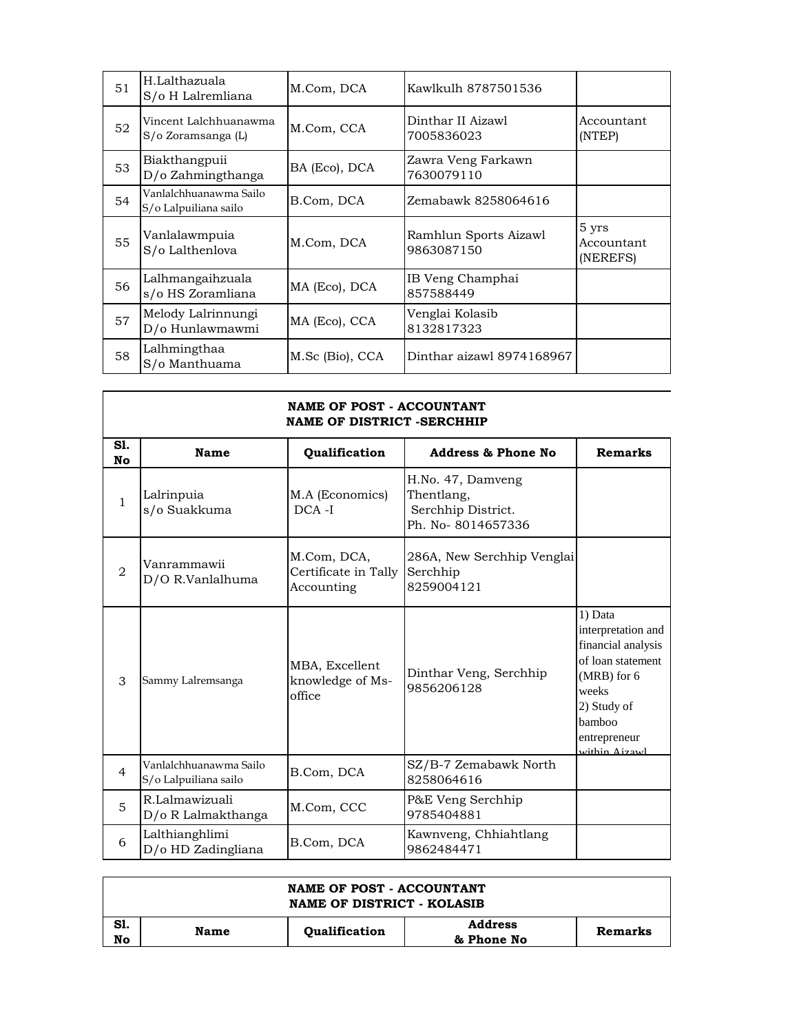| | | | | |
|---|---|---|---|---|
| 51 | H.Lalthazuala S/o H Lalremliana | M.Com, DCA | Kawlkulh 8787501536 | |
| 52 | Vincent Lalchhuanawma S/o Zoramsanga (L) | M.Com, CCA | Dinthar II Aizawl 7005836023 | Accountant (NTEP) |
| 53 | Biakthangpuii D/o Zahmingthanga | BA (Eco), DCA | Zawra Veng Farkawn 7630079110 | |
| 54 | Vanlalchhuanawma Sailo S/o Lalpuiliana sailo | B.Com, DCA | Zemabawk 8258064616 | |
| 55 | Vanlalawmpuia S/o Lalthenlova | M.Com, DCA | Ramhlun Sports Aizawl 9863087150 | 5 yrs Accountant (NEREFS) |
| 56 | Lalhmangaihzuala s/o HS Zoramliana | MA (Eco), DCA | IB Veng Champhai 857588449 | |
| 57 | Melody Lalrinnungi D/o Hunlawmawmi | MA (Eco), CCA | Venglai Kolasib 8132817323 | |
| 58 | Lalhmingthaa S/o Manthuama | M.Sc (Bio), CCA | Dinthar aizawl 8974168967 | |

**NAME OF POST - ACCOUNTANT**
**NAME OF DISTRICT -SERCHHIP**

| Sl. No | Name | Qualification | Address & Phone No | Remarks |
|---|---|---|---|---|
| 1 | Lalrinpuia s/o Suakkuma | M.A (Economics) DCA -I | H.No. 47, Damveng Thentlang, Serchhip District. Ph. No- 8014657336 | |
| 2 | Vanrammawii D/O R.Vanlalhuma | M.Com, DCA, Certificate in Tally Accounting | 286A, New Serchhip Venglai Serchhip 8259004121 | |
| 3 | Sammy Lalremsanga | MBA, Excellent knowledge of Ms-office | Dinthar Veng, Serchhip 9856206128 | 1) Data interpretation and financial analysis of loan statement (MRB) for 6 weeks 2) Study of bamboo entrepreneur within Aizawl |
| 4 | Vanlalchhuanawma Sailo S/o Lalpuiliana sailo | B.Com, DCA | SZ/B-7 Zemabawk North 8258064616 | |
| 5 | R.Lalmawizuali D/o R Lalmakthanga | M.Com, CCC | P&E Veng Serchhip 9785404881 | |
| 6 | Lalthianghlimi D/o HD Zadingliana | B.Com, DCA | Kawnveng, Chhiahtlang 9862484471 | |

**NAME OF POST - ACCOUNTANT**
**NAME OF DISTRICT - KOLASIB**

| Sl. No | Name | Qualification | Address & Phone No | Remarks |
|---|---|---|---|---|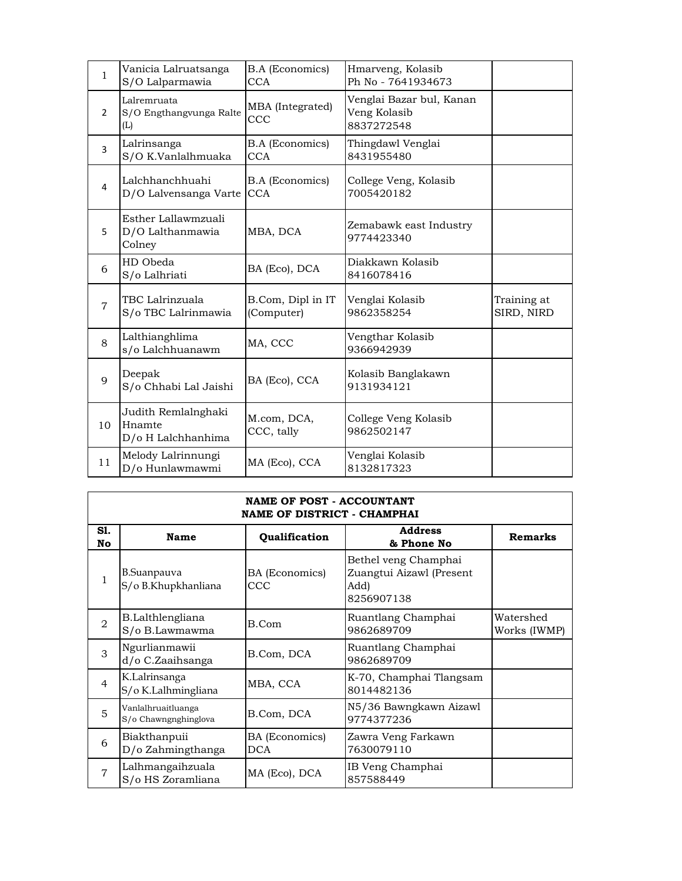| | | | | |
|---|---|---|---|---|
| 1 | Vanicia Lalruatsanga S/O Lalparmawia | B.A (Economics) CCA | Hmarveng, Kolasib Ph No - 7641934673 | |
| 2 | Lalremruata S/O Engthangvunga Ralte (L) | MBA (Integrated) CCC | Venglai Bazar bul, Kanan Veng Kolasib 8837272548 | |
| 3 | Lalrinsanga S/O K.Vanlalhmuaka | B.A (Economics) CCA | Thingdawl Venglai 8431955480 | |
| 4 | Lalchhanchhuahi D/O Lalvensanga Varte | B.A (Economics) CCA | College Veng, Kolasib 7005420182 | |
| 5 | Esther Lallawmzuali D/O Lalthanmawia Colney | MBA, DCA | Zemabawk east Industry 9774423340 | |
| 6 | HD Obeda S/o Lalhriati | BA (Eco), DCA | Diakkawn Kolasib 8416078416 | |
| 7 | TBC Lalrinzuala S/o TBC Lalrinmawia | B.Com, Dipl in IT (Computer) | Venglai Kolasib 9862358254 | Training at SIRD, NIRD |
| 8 | Lalthianghlima s/o Lalchhuanawm | MA, CCC | Vengthar Kolasib 9366942939 | |
| 9 | Deepak S/o Chhabi Lal Jaishi | BA (Eco), CCA | Kolasib Banglakawn 9131934121 | |
| 10 | Judith Remlalnghaki Hnamte D/o H Lalchhanhima | M.com, DCA, CCC, tally | College Veng Kolasib 9862502147 | |
| 11 | Melody Lalrinnungi D/o Hunlawmawmi | MA (Eco), CCA | Venglai Kolasib 8132817323 | |

**NAME OF POST - ACCOUNTANT**
**NAME OF DISTRICT - CHAMPHAI**

| Sl. No | Name | Qualification | Address & Phone No | Remarks |
|---|---|---|---|---|
| 1 | B.Suanpauva S/o B.Khupkhanliana | BA (Economics) CCC | Bethel veng Champhai Zuangtui Aizawl (Present Add) 8256907138 | |
| 2 | B.Lalthlengliana S/o B.Lawmawma | B.Com | Ruantlang Champhai 9862689709 | Watershed Works (IWMP) |
| 3 | Ngurlianmawii d/o C.Zaaihsanga | B.Com, DCA | Ruantlang Champhai 9862689709 | |
| 4 | K.Lalrinsanga S/o K.Lalhmingliana | MBA, CCA | K-70, Champhai Tlangsam 8014482136 | |
| 5 | Vanlalhruaitluanga S/o Chawngnghinglova | B.Com, DCA | N5/36 Bawngkawn Aizawl 9774377236 | |
| 6 | Biakthanpuii D/o Zahmingthanga | BA (Economics) DCA | Zawra Veng Farkawn 7630079110 | |
| 7 | Lalhmangaihzuala S/o HS Zoramliana | MA (Eco), DCA | IB Veng Champhai 857588449 | |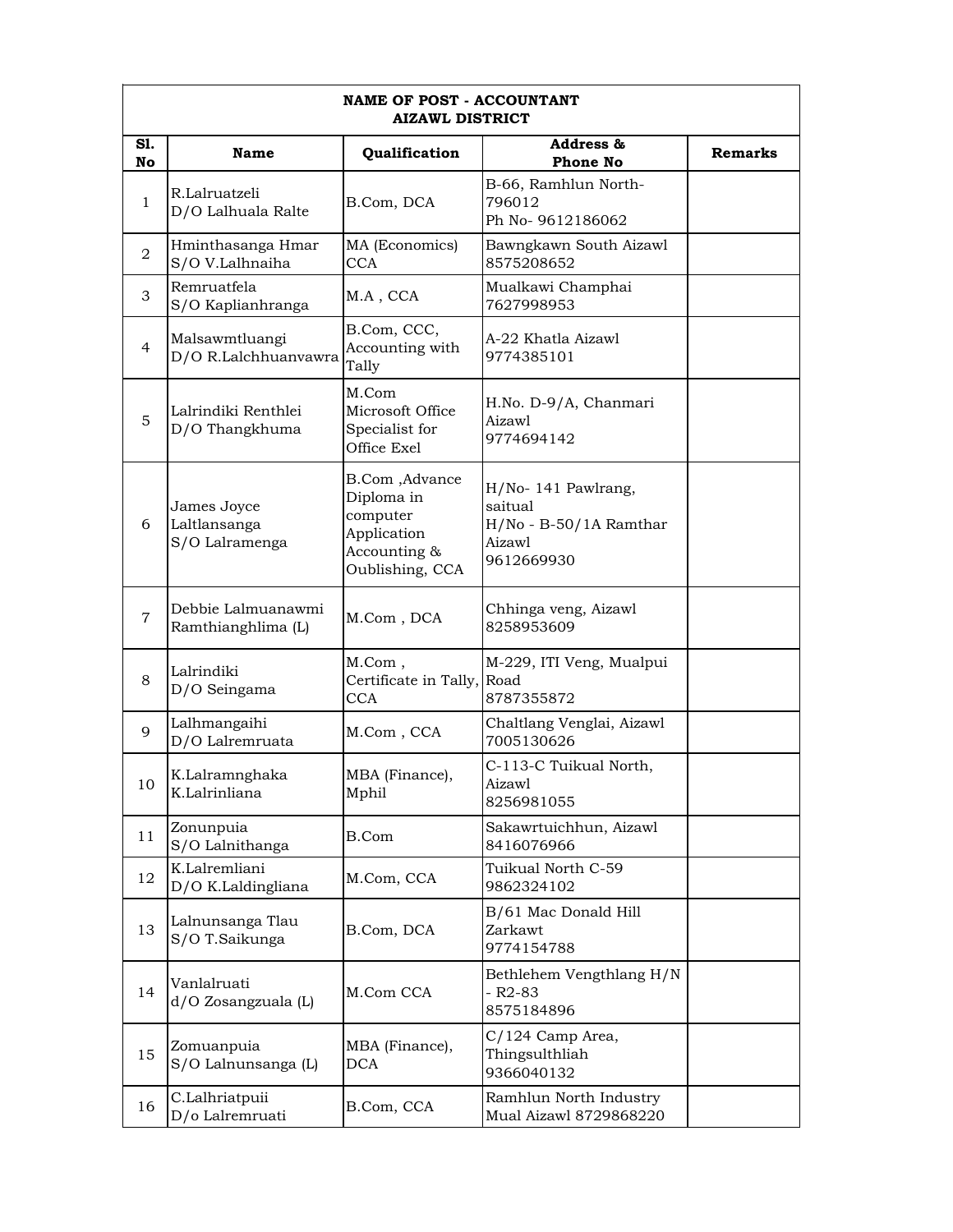| NAME OF POST - ACCOUNTANT<br>AIZAWL DISTRICT | | | | |
|---|---|---|---|---|
| **Sl. No** | **Name** | **Qualification** | **Address & Phone No** | **Remarks** |
| 1 | R.Lalruatzeli<br>D/O Lalhuala Ralte | B.Com, DCA | B-66, Ramhlun North-796012<br>Ph No- 9612186062 | |
| 2 | Hminthasanga Hmar<br>S/O V.Lalhnaiha | MA (Economics)<br>CCA | Bawngkawn South Aizawl<br>8575208652 | |
| 3 | Remruatfela<br>S/O Kaplianhranga | M.A , CCA | Mualkawi Champhai<br>7627998953 | |
| 4 | Malsawmtluangi<br>D/O R.Lalchhuanvawra | B.Com, CCC, Accounting with Tally | A-22 Khatla Aizawl<br>9774385101 | |
| 5 | Lalrindiki Renthlei<br>D/O Thangkhuma | M.Com<br>Microsoft Office Specialist for Office Exel | H.No. D-9/A, Chanmari Aizawl<br>9774694142 | |
| 6 | James Joyce Laltlansanga<br>S/O Lalramenga | B.Com ,Advance Diploma in computer Application Accounting & Oublishing, CCA | H/No- 141 Pawlrang, saitual<br>H/No - B-50/1A Ramthar Aizawl<br>9612669930 | |
| 7 | Debbie Lalmuanawmi<br>Ramthianghlima (L) | M.Com , DCA | Chhinga veng, Aizawl<br>8258953609 | |
| 8 | Lalrindiki<br>D/O Seingama | M.Com ,<br>Certificate in Tally, CCA | M-229, ITI Veng, Mualpui Road<br>8787355872 | |
| 9 | Lalhmangaihi<br>D/O Lalremruata | M.Com , CCA | Chaltlang Venglai, Aizawl<br>7005130626 | |
| 10 | K.Lalramnghaka<br>K.Lalrinliana | MBA (Finance), Mphil | C-113-C Tuikual North, Aizawl<br>8256981055 | |
| 11 | Zonunpuia<br>S/O Lalnithanga | B.Com | Sakawrtuichhun, Aizawl<br>8416076966 | |
| 12 | K.Lalremliani<br>D/O K.Laldingliana | M.Com, CCA | Tuikual North C-59<br>9862324102 | |
| 13 | Lalnunsanga Tlau<br>S/O T.Saikunga | B.Com, DCA | B/61 Mac Donald Hill Zarkawt<br>9774154788 | |
| 14 | Vanlalruati<br>d/O Zosangzuala (L) | M.Com CCA | Bethlehem Vengthlang H/N - R2-83<br>8575184896 | |
| 15 | Zomuanpuia<br>S/O Lalnunsanga (L) | MBA (Finance), DCA | C/124 Camp Area, Thingsulthliah<br>9366040132 | |
| 16 | C.Lalhriatpuii<br>D/o Lalremruati | B.Com, CCA | Ramhlun North Industry Mual Aizawl 8729868220 | |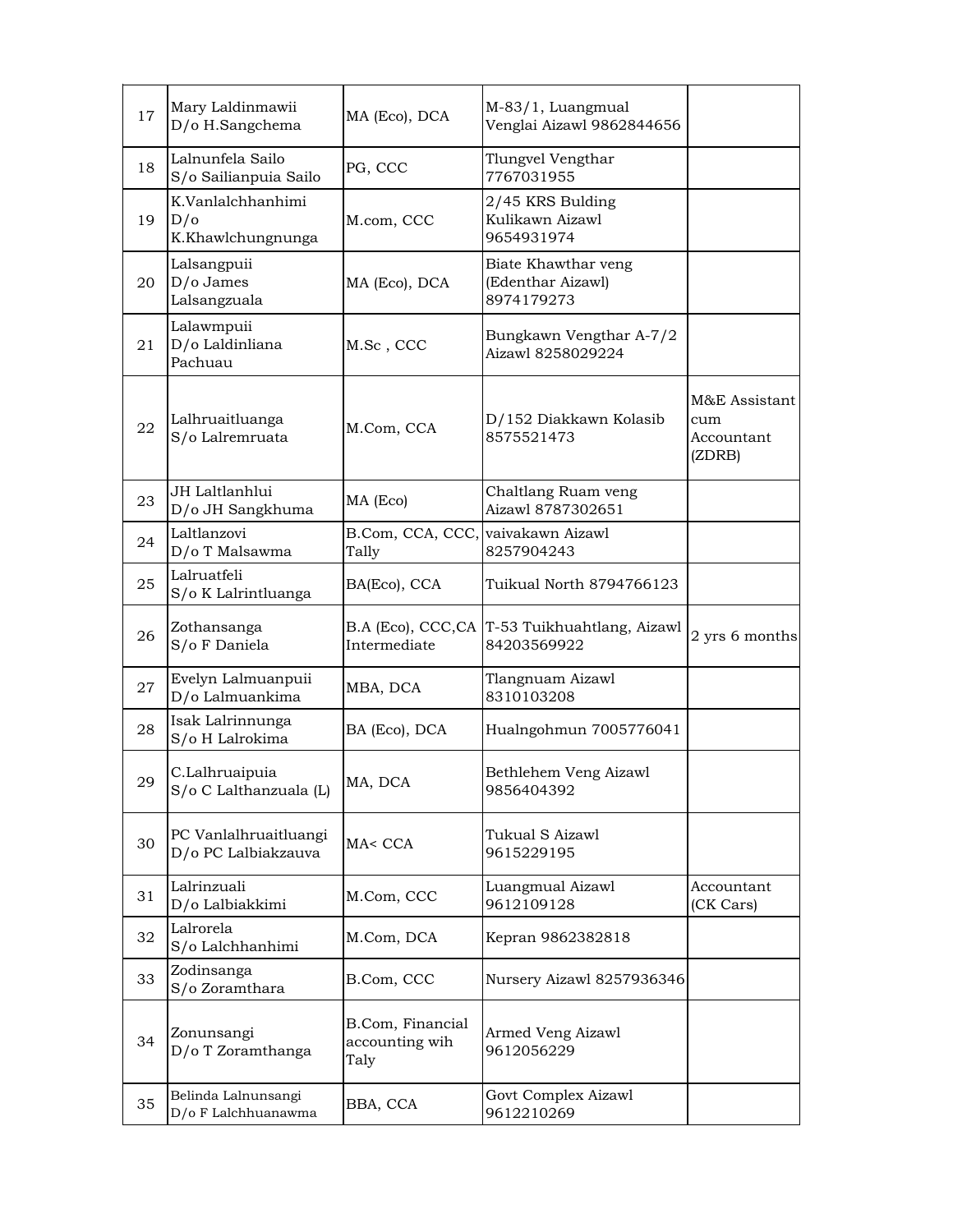| | | | | |
|---|---|---|---|---|
| 17 | Mary Laldinmawii<br>D/o H.Sangchema | MA (Eco), DCA | M-83/1, Luangmual Venglai Aizawl 9862844656 | |
| 18 | Lalnunfela Sailo<br>S/o Sailianpuia Sailo | PG, CCC | Tlungvel Vengthar 7767031955 | |
| 19 | K.Vanlalchhanhimi<br>D/o K.Khawlchungnunga | M.com, CCC | 2/45 KRS Bulding Kulikawn Aizawl 9654931974 | |
| 20 | Lalsangpuii<br>D/o James Lalsangzuala | MA (Eco), DCA | Biate Khawthar veng (Edenthar Aizawl) 8974179273 | |
| 21 | Lalawmpuii<br>D/o Laldinliana Pachuau | M.Sc , CCC | Bungkawn Vengthar A-7/2 Aizawl 8258029224 | |
| 22 | Lalhruaitluanga<br>S/o Lalremruata | M.Com, CCA | D/152 Diakkawn Kolasib 8575521473 | M&E Assistant cum Accountant (ZDRB) |
| 23 | JH Laltlanhlui<br>D/o JH Sangkhuma | MA (Eco) | Chaltlang Ruam veng Aizawl 8787302651 | |
| 24 | Laltlanzovi<br>D/o T Malsawma | B.Com, CCA, CCC, Tally | vaivakawn Aizawl 8257904243 | |
| 25 | Lalruatfeli<br>S/o K Lalrintluanga | BA(Eco), CCA | Tuikual North 8794766123 | |
| 26 | Zothansanga<br>S/o F Daniela | B.A (Eco), CCC,CA Intermediate | T-53 Tuikhuahtlang, Aizawl 84203569922 | 2 yrs 6 months |
| 27 | Evelyn Lalmuanpuii<br>D/o Lalmuankima | MBA, DCA | Tlangnuam Aizawl 8310103208 | |
| 28 | Isak Lalrinnunga<br>S/o H Lalrokima | BA (Eco), DCA | Hualngohmun 7005776041 | |
| 29 | C.Lalhruaipuia<br>S/o C Lalthanzuala (L) | MA, DCA | Bethlehem Veng Aizawl 9856404392 | |
| 30 | PC Vanlalhruaitluangi<br>D/o PC Lalbiakzauva | MA< CCA | Tukual S Aizawl 9615229195 | |
| 31 | Lalrinzuali<br>D/o Lalbiakkimi | M.Com, CCC | Luangmual Aizawl 9612109128 | Accountant (CK Cars) |
| 32 | Lalrorela<br>S/o Lalchhanhimi | M.Com, DCA | Kepran 9862382818 | |
| 33 | Zodinsanga<br>S/o Zoramthara | B.Com, CCC | Nursery Aizawl 8257936346 | |
| 34 | Zonunsangi<br>D/o T Zoramthanga | B.Com, Financial accounting wih Taly | Armed Veng Aizawl 9612056229 | |
| 35 | Belinda Lalnunsangi<br>D/o F Lalchhuanawma | BBA, CCA | Govt Complex Aizawl 9612210269 | |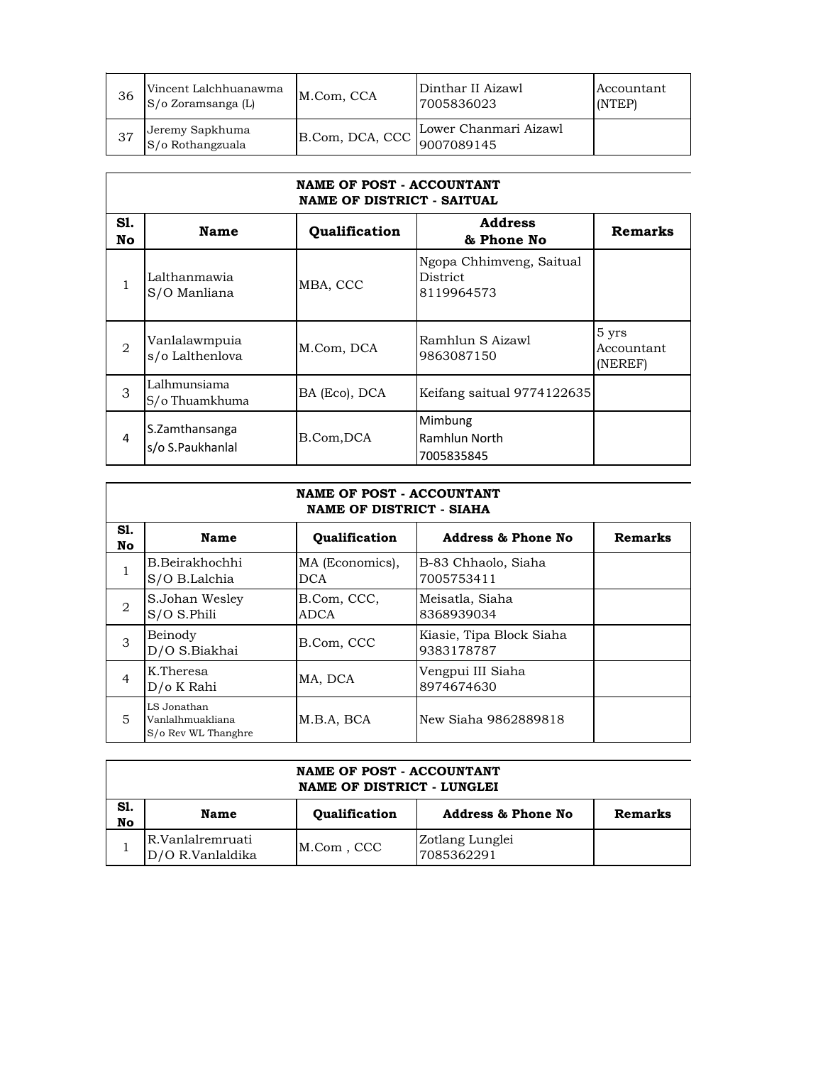| | | | | |
|---|---|---|---|---|
| 36 | Vincent Lalchhuanawma S/o Zoramsanga (L) | M.Com, CCA | Dinthar II Aizawl 7005836023 | Accountant (NTEP) |
| 37 | Jeremy Sapkhuma S/o Rothangzuala | B.Com, DCA, CCC | Lower Chanmari Aizawl 9007089145 | |

**NAME OF POST - ACCOUNTANT**
**NAME OF DISTRICT - SAITUAL**

| Sl. No | Name | Qualification | Address & Phone No | Remarks |
|---|---|---|---|---|
| 1 | Lalthanmawia S/O Manliana | MBA, CCC | Ngopa Chhimveng, Saitual District 8119964573 | |
| 2 | Vanlalawmpuia s/o Lalthenlova | M.Com, DCA | Ramhlun S Aizawl 9863087150 | 5 yrs Accountant (NEREF) |
| 3 | Lalhmunsiama S/o Thuamkhuma | BA (Eco), DCA | Keifang saitual 9774122635 | |
| 4 | S.Zamthansanga s/o S.Paukhanlal | B.Com,DCA | Mimbung Ramhlun North 7005835845 | |

**NAME OF POST - ACCOUNTANT**
**NAME OF DISTRICT - SIAHA**

| Sl. No | Name | Qualification | Address & Phone No | Remarks |
|---|---|---|---|---|
| 1 | B.Beirakhochhi S/O B.Lalchia | MA (Economics), DCA | B-83 Chhaolo, Siaha 7005753411 | |
| 2 | S.Johan Wesley S/O S.Phili | B.Com, CCC, ADCA | Meisatla, Siaha 8368939034 | |
| 3 | Beinody D/O S.Biakhai | B.Com, CCC | Kiasie, Tipa Block Siaha 9383178787 | |
| 4 | K.Theresa D/o K Rahi | MA, DCA | Vengpui III Siaha 8974674630 | |
| 5 | LS Jonathan Vanlalhmuakliana S/o Rev WL Thanghre | M.B.A, BCA | New Siaha 9862889818 | |

**NAME OF POST - ACCOUNTANT**
**NAME OF DISTRICT - LUNGLEI**

| Sl. No | Name | Qualification | Address & Phone No | Remarks |
|---|---|---|---|---|
| 1 | R.Vanlalremruati D/O R.Vanlaldika | M.Com , CCC | Zotlang Lunglei 7085362291 | |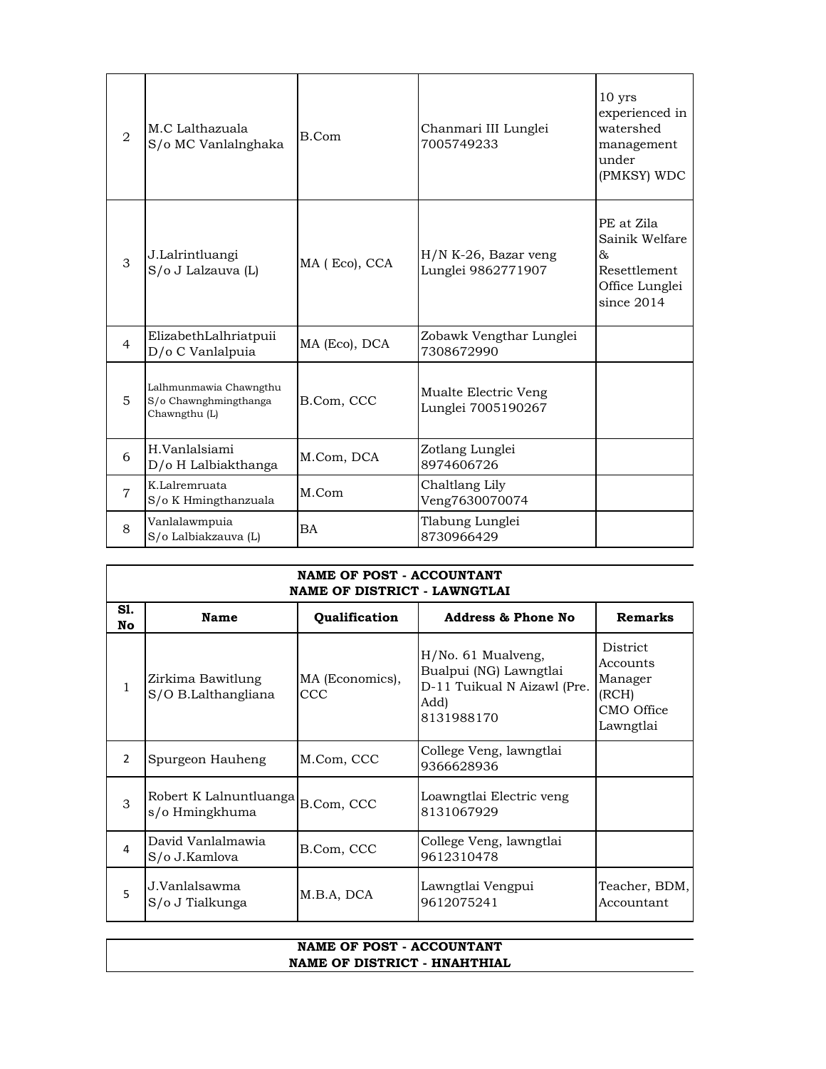| | | | | |
|---|---|---|---|---|
| 2 | M.C Lalthazuala<br>S/o MC Vanlalnghaka | B.Com | Chanmari III Lunglei<br>7005749233 | 10 yrs experienced in watershed management under (PMKSY) WDC |
| 3 | J.Lalrintluangi<br>S/o J Lalzauva (L) | MA ( Eco), CCA | H/N K-26, Bazar veng<br>Lunglei 9862771907 | PE at Zila Sainik Welfare & Resettlement Office Lunglei since 2014 |
| 4 | ElizabethLalhriatpuii<br>D/o C Vanlalpuia | MA (Eco), DCA | Zobawk Vengthar Lunglei<br>7308672990 | |
| 5 | Lalhmunmawia Chawngthu<br>S/o Chawnghmingthanga Chawngthu (L) | B.Com, CCC | Mualte Electric Veng<br>Lunglei 7005190267 | |
| 6 | H.Vanlalsiami<br>D/o H Lalbiakthanga | M.Com, DCA | Zotlang Lunglei<br>8974606726 | |
| 7 | K.Lalremruata<br>S/o K Hmingthanzuala | M.Com | Chaltlang Lily<br>Veng7630070074 | |
| 8 | Vanlalawmpuia<br>S/o Lalbiakzauva (L) | BA | Tlabung Lunglei<br>8730966429 | |

**NAME OF POST - ACCOUNTANT**
**NAME OF DISTRICT - LAWNGTLAI**

| Sl. No | Name | Qualification | Address & Phone No | Remarks |
|---|---|---|---|---|
| 1 | Zirkima Bawitlung<br>S/O B.Lalthangliana | MA (Economics), CCC | H/No. 61 Mualveng, Bualpui (NG) Lawngtlai D-11 Tuikual N Aizawl (Pre. Add)<br>8131988170 | District Accounts Manager (RCH) CMO Office Lawngtlai |
| 2 | Spurgeon Hauheng | M.Com, CCC | College Veng, lawngtlai<br>9366628936 | |
| 3 | Robert K Lalnuntluanga<br>s/o Hmingkhuma | B.Com, CCC | Loawngtlai Electric veng<br>8131067929 | |
| 4 | David Vanlalmawia<br>S/o J.Kamlova | B.Com, CCC | College Veng, lawngtlai<br>9612310478 | |
| 5 | J.Vanlalsawma<br>S/o J Tialkunga | M.B.A, DCA | Lawngtlai Vengpui<br>9612075241 | Teacher, BDM, Accountant |

**NAME OF POST - ACCOUNTANT**
**NAME OF DISTRICT - HNAHTHIAL**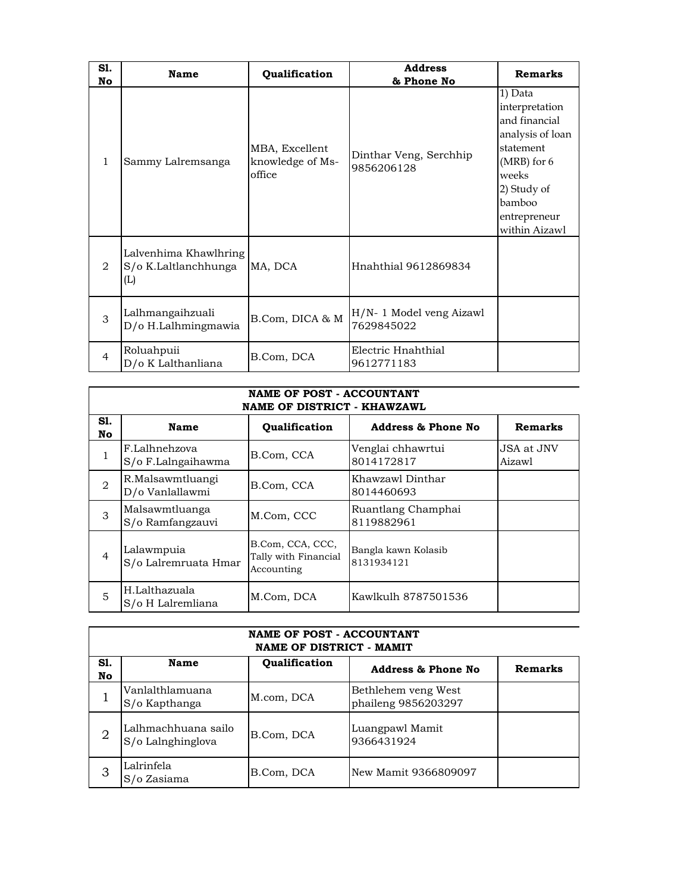| Sl. No | Name | Qualification | Address & Phone No | Remarks |
| --- | --- | --- | --- | --- |
| 1 | Sammy Lalremsanga | MBA, Excellent knowledge of Ms-office | Dinthar Veng, Serchhip 9856206128 | 1) Data interpretation and financial analysis of loan statement (MRB) for 6 weeks 2) Study of bamboo entrepreneur within Aizawl |
| 2 | Lalvenhima Khawlhring S/o K.Laltlanchhunga (L) | MA, DCA | Hnahthial 9612869834 | |
| 3 | Lalhmangaihzuali D/o H.Lalhmingmawia | B.Com, DICA & M | H/N- 1 Model veng Aizawl 7629845022 | |
| 4 | Roluahpuii D/o K Lalthanliana | B.Com, DCA | Electric Hnahthial 9612771183 | |

**NAME OF POST - ACCOUNTANT**
**NAME OF DISTRICT - KHAWZAWL**

| Sl. No | Name | Qualification | Address & Phone No | Remarks |
| --- | --- | --- | --- | --- |
| 1 | F.Lalhnehzova S/o F.Lalngaihawma | B.Com, CCA | Venglai chhawrtui 8014172817 | JSA at JNV Aizawl |
| 2 | R.Malsawmtluangi D/o Vanlallawmi | B.Com, CCA | Khawzawl Dinthar 8014460693 | |
| 3 | Malsawmtluanga S/o Ramfangzauvi | M.Com, CCC | Ruantlang Champhai 8119882961 | |
| 4 | Lalawmpuia S/o Lalremruata Hmar | B.Com, CCA, CCC, Tally with Financial Accounting | Bangla kawn Kolasib 8131934121 | |
| 5 | H.Lalthazuala S/o H Lalremliana | M.Com, DCA | Kawlkulh 8787501536 | |

**NAME OF POST - ACCOUNTANT**
**NAME OF DISTRICT - MAMIT**

| Sl. No | Name | Qualification | Address & Phone No | Remarks |
| --- | --- | --- | --- | --- |
| 1 | Vanlalthlamuana S/o Kapthanga | M.com, DCA | Bethlehem veng West phaileng 9856203297 | |
| 2 | Lalhmachhuana sailo S/o Lalnghinglova | B.Com, DCA | Luangpawl Mamit 9366431924 | |
| 3 | Lalrinfela S/o Zasiama | B.Com, DCA | New Mamit 9366809097 | |